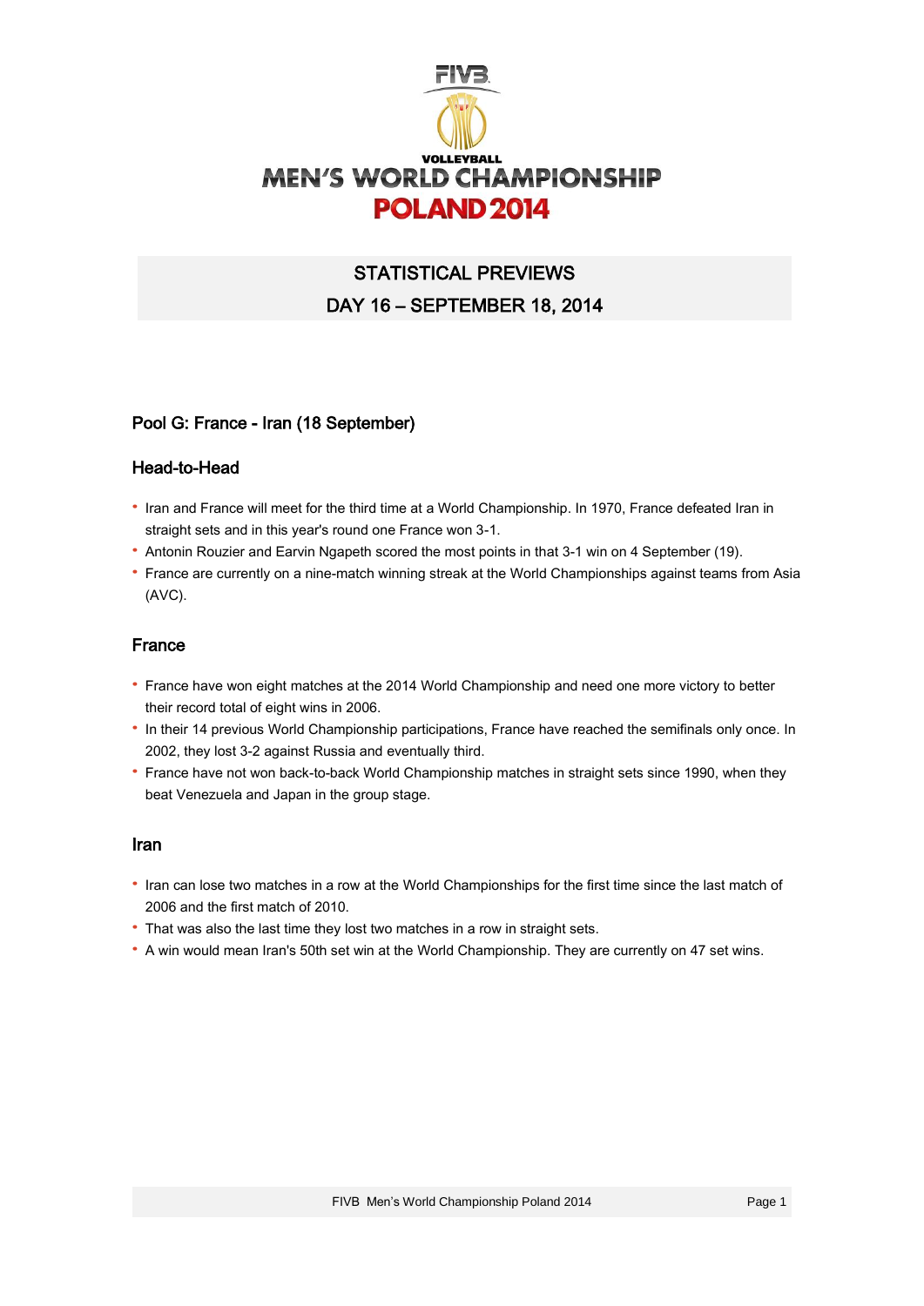# VOLLEYBALL MEN'S WORLD CHAMPIONSHIP POLAND 2014

## STATISTICAL PREVIEWS

## DAY 16 – SEPTEMBER 18, 2014

### Pool G: France - Iran (18 September)

### Head-to-Head

- Iran and France will meet for the third time at a World Championship. In 1970, France defeated Iran in straight sets and in this year's round one France won 3-1.
- Antonin Rouzier and Earvin Ngapeth scored the most points in that 3-1 win on 4 September (19).
- France are currently on a nine-match winning streak at the World Championships against teams from Asia (AVC).

### France

- France have won eight matches at the 2014 World Championship and need one more victory to better their record total of eight wins in 2006.
- In their 14 previous World Championship participations, France have reached the semifinals only once. In 2002, they lost 3-2 against Russia and eventually third.
- France have not won back-to-back World Championship matches in straight sets since 1990, when they beat Venezuela and Japan in the group stage.

### Iran

- Iran can lose two matches in a row at the World Championships for the first time since the last match of 2006 and the first match of 2010.
- That was also the last time they lost two matches in a row in straight sets.
- A win would mean Iran's 50th set win at the World Championship. They are currently on 47 set wins.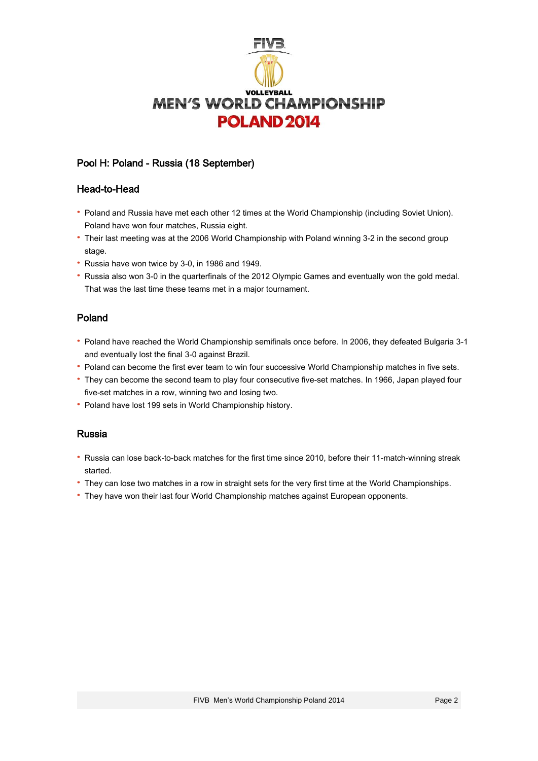# VOLLEYBALL MEN'S WORLD CHAMPIONSHIP POLAND 2014

## Pool H: Poland - Russia (18 September)

### Head-to-Head

- Poland and Russia have met each other 12 times at the World Championship (including Soviet Union). Poland have won four matches, Russia eight.
- Their last meeting was at the 2006 World Championship with Poland winning 3-2 in the second group stage.
- Russia have won twice by 3-0, in 1986 and 1949.
- Russia also won 3-0 in the quarterfinals of the 2012 Olympic Games and eventually won the gold medal. That was the last time these teams met in a major tournament.

### Poland

- Poland have reached the World Championship semifinals once before. In 2006, they defeated Bulgaria 3-1 and eventually lost the final 3-0 against Brazil.
- Poland can become the first ever team to win four successive World Championship matches in five sets.
- They can become the second team to play four consecutive five-set matches. In 1966, Japan played four five-set matches in a row, winning two and losing two.
- Poland have lost 199 sets in World Championship history.

### Russia

- Russia can lose back-to-back matches for the first time since 2010, before their 11-match-winning streak started.
- They can lose two matches in a row in straight sets for the very first time at the World Championships.
- They have won their last four World Championship matches against European opponents.